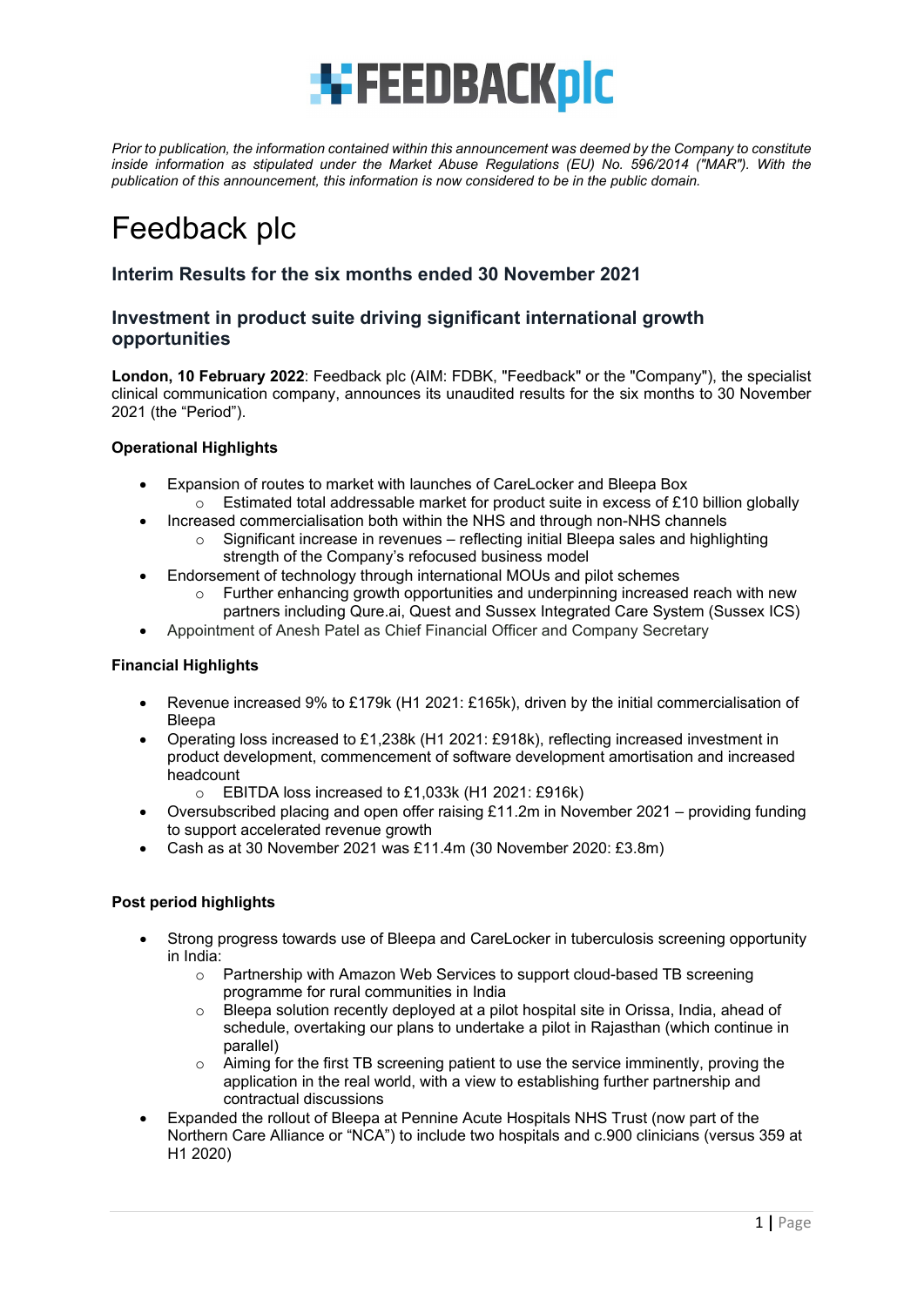*Prior to publication, the information contained within this announcement was deemed by the Company to constitute inside information as stipulated under the Market Abuse Regulations (EU) No. 596/2014 ("MAR"). With the publication of this announcement, this information is now considered to be in the public domain.*

# Feedback plc

## Interim Results for the six months ended 30 November 2021

## Investment in product suite driving significant international growth opportunities

**London, 10 February 2022**: Feedback plc (AIM: FDBK, "Feedback" or the "Company"), the specialist clinical communication company, announces its unaudited results for the six months to 30 November 2021 (the "Period").

**Operational Highlights**

- Expansion of routes to market with launches of CareLocker and Bleepa Box
  - Estimated total addressable market for product suite in excess of £10 billion globally
- Increased commercialisation both within the NHS and through non-NHS channels
  - Significant increase in revenues – reflecting initial Bleepa sales and highlighting strength of the Company's refocused business model
- Endorsement of technology through international MOUs and pilot schemes
  - Further enhancing growth opportunities and underpinning increased reach with new partners including Qure.ai, Quest and Sussex Integrated Care System (Sussex ICS)
- Appointment of Anesh Patel as Chief Financial Officer and Company Secretary

**Financial Highlights**

- Revenue increased 9% to £179k (H1 2021: £165k), driven by the initial commercialisation of Bleepa
- Operating loss increased to £1,238k (H1 2021: £918k), reflecting increased investment in product development, commencement of software development amortisation and increased headcount
  - EBITDA loss increased to £1,033k (H1 2021: £916k)
- Oversubscribed placing and open offer raising £11.2m in November 2021 – providing funding to support accelerated revenue growth
- Cash as at 30 November 2021 was £11.4m (30 November 2020: £3.8m)

**Post period highlights**

- Strong progress towards use of Bleepa and CareLocker in tuberculosis screening opportunity in India:
  - Partnership with Amazon Web Services to support cloud-based TB screening programme for rural communities in India
  - Bleepa solution recently deployed at a pilot hospital site in Orissa, India, ahead of schedule, overtaking our plans to undertake a pilot in Rajasthan (which continue in parallel)
  - Aiming for the first TB screening patient to use the service imminently, proving the application in the real world, with a view to establishing further partnership and contractual discussions
- Expanded the rollout of Bleepa at Pennine Acute Hospitals NHS Trust (now part of the Northern Care Alliance or "NCA") to include two hospitals and c.900 clinicians (versus 359 at H1 2020)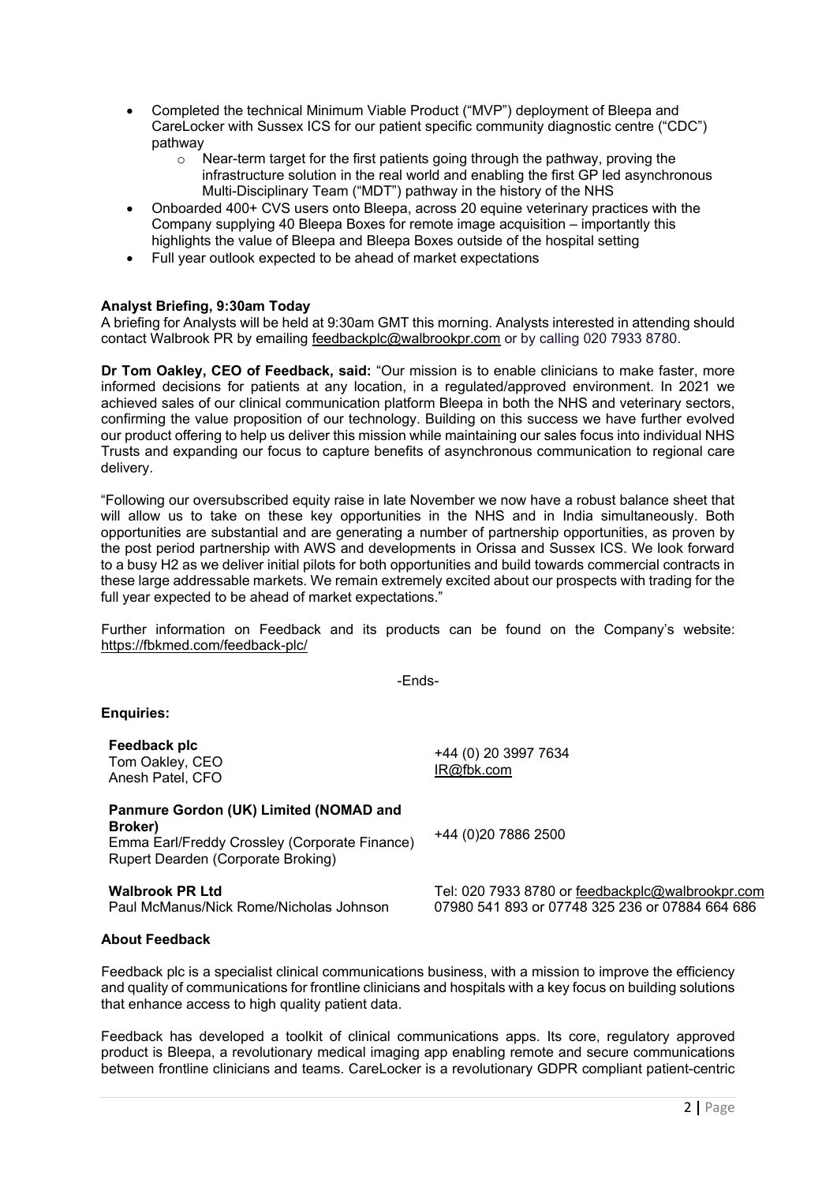- Completed the technical Minimum Viable Product ("MVP") deployment of Bleepa and CareLocker with Sussex ICS for our patient specific community diagnostic centre ("CDC") pathway
  - Near-term target for the first patients going through the pathway, proving the infrastructure solution in the real world and enabling the first GP led asynchronous Multi-Disciplinary Team ("MDT") pathway in the history of the NHS
- Onboarded 400+ CVS users onto Bleepa, across 20 equine veterinary practices with the Company supplying 40 Bleepa Boxes for remote image acquisition – importantly this highlights the value of Bleepa and Bleepa Boxes outside of the hospital setting
- Full year outlook expected to be ahead of market expectations

**Analyst Briefing, 9:30am Today**

A briefing for Analysts will be held at 9:30am GMT this morning. Analysts interested in attending should contact Walbrook PR by emailing feedbackplc@walbrookpr.com or by calling 020 7933 8780.

**Dr Tom Oakley, CEO of Feedback, said:** "Our mission is to enable clinicians to make faster, more informed decisions for patients at any location, in a regulated/approved environment. In 2021 we achieved sales of our clinical communication platform Bleepa in both the NHS and veterinary sectors, confirming the value proposition of our technology. Building on this success we have further evolved our product offering to help us deliver this mission while maintaining our sales focus into individual NHS Trusts and expanding our focus to capture benefits of asynchronous communication to regional care delivery.

"Following our oversubscribed equity raise in late November we now have a robust balance sheet that will allow us to take on these key opportunities in the NHS and in India simultaneously. Both opportunities are substantial and are generating a number of partnership opportunities, as proven by the post period partnership with AWS and developments in Orissa and Sussex ICS. We look forward to a busy H2 as we deliver initial pilots for both opportunities and build towards commercial contracts in these large addressable markets. We remain extremely excited about our prospects with trading for the full year expected to be ahead of market expectations."

Further information on Feedback and its products can be found on the Company's website: https://fbkmed.com/feedback-plc/

-Ends-

**Enquiries:**

| | |
|---|---|
| **Feedback plc**<br>Tom Oakley, CEO<br>Anesh Patel, CFO | +44 (0) 20 3997 7634<br>IR@fbk.com |
| **Panmure Gordon (UK) Limited (NOMAD and Broker)**<br>Emma Earl/Freddy Crossley (Corporate Finance)<br>Rupert Dearden (Corporate Broking) | +44 (0)20 7886 2500 |
| **Walbrook PR Ltd**<br>Paul McManus/Nick Rome/Nicholas Johnson | Tel: 020 7933 8780 or feedbackplc@walbrookpr.com<br>07980 541 893 or 07748 325 236 or 07884 664 686 |

**About Feedback**

Feedback plc is a specialist clinical communications business, with a mission to improve the efficiency and quality of communications for frontline clinicians and hospitals with a key focus on building solutions that enhance access to high quality patient data.

Feedback has developed a toolkit of clinical communications apps. Its core, regulatory approved product is Bleepa, a revolutionary medical imaging app enabling remote and secure communications between frontline clinicians and teams. CareLocker is a revolutionary GDPR compliant patient-centric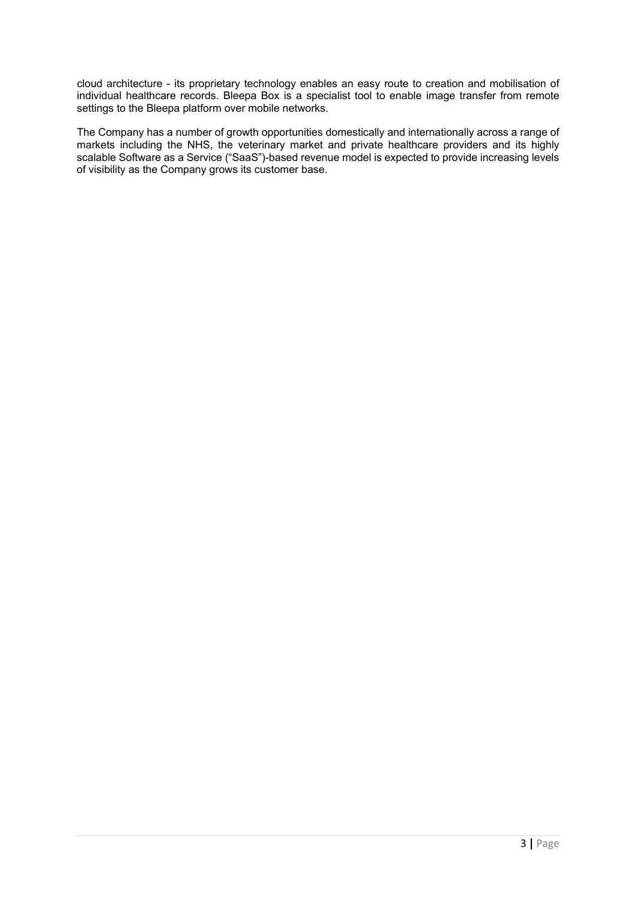cloud architecture - its proprietary technology enables an easy route to creation and mobilisation of individual healthcare records. Bleepa Box is a specialist tool to enable image transfer from remote settings to the Bleepa platform over mobile networks.

The Company has a number of growth opportunities domestically and internationally across a range of markets including the NHS, the veterinary market and private healthcare providers and its highly scalable Software as a Service ("SaaS")-based revenue model is expected to provide increasing levels of visibility as the Company grows its customer base.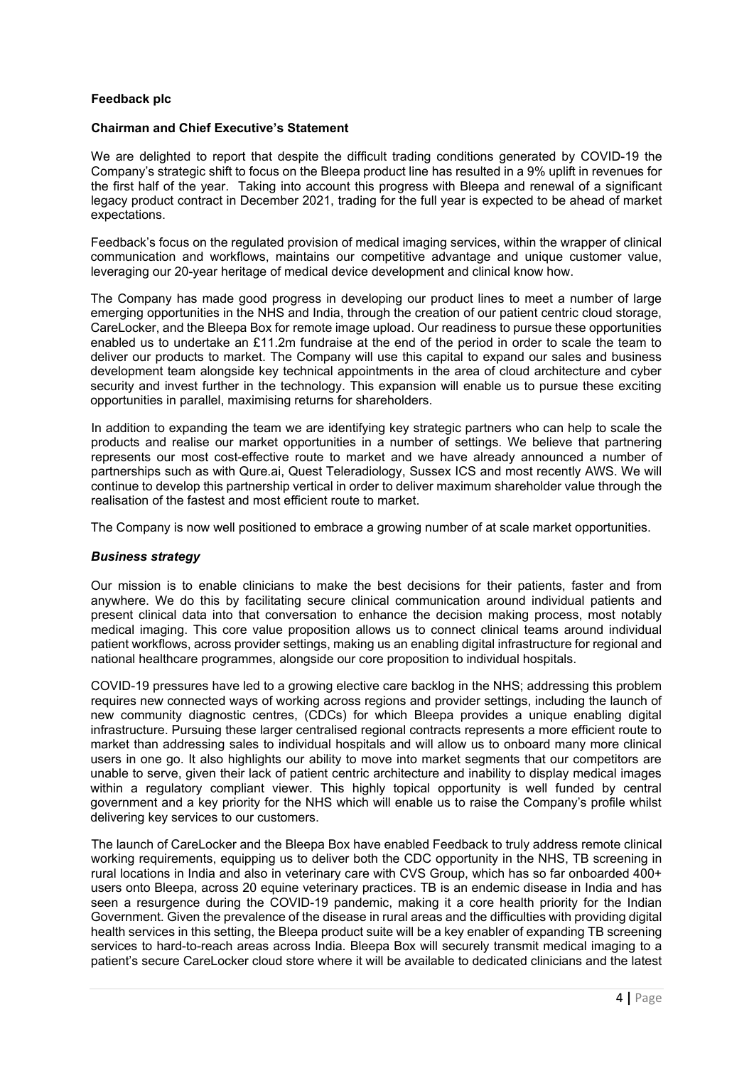**Feedback plc**

**Chairman and Chief Executive's Statement**

We are delighted to report that despite the difficult trading conditions generated by COVID-19 the Company's strategic shift to focus on the Bleepa product line has resulted in a 9% uplift in revenues for the first half of the year. Taking into account this progress with Bleepa and renewal of a significant legacy product contract in December 2021, trading for the full year is expected to be ahead of market expectations.

Feedback's focus on the regulated provision of medical imaging services, within the wrapper of clinical communication and workflows, maintains our competitive advantage and unique customer value, leveraging our 20-year heritage of medical device development and clinical know how.

The Company has made good progress in developing our product lines to meet a number of large emerging opportunities in the NHS and India, through the creation of our patient centric cloud storage, CareLocker, and the Bleepa Box for remote image upload. Our readiness to pursue these opportunities enabled us to undertake an £11.2m fundraise at the end of the period in order to scale the team to deliver our products to market. The Company will use this capital to expand our sales and business development team alongside key technical appointments in the area of cloud architecture and cyber security and invest further in the technology. This expansion will enable us to pursue these exciting opportunities in parallel, maximising returns for shareholders.

In addition to expanding the team we are identifying key strategic partners who can help to scale the products and realise our market opportunities in a number of settings. We believe that partnering represents our most cost-effective route to market and we have already announced a number of partnerships such as with Qure.ai, Quest Teleradiology, Sussex ICS and most recently AWS. We will continue to develop this partnership vertical in order to deliver maximum shareholder value through the realisation of the fastest and most efficient route to market.

The Company is now well positioned to embrace a growing number of at scale market opportunities.

***Business strategy***

Our mission is to enable clinicians to make the best decisions for their patients, faster and from anywhere. We do this by facilitating secure clinical communication around individual patients and present clinical data into that conversation to enhance the decision making process, most notably medical imaging. This core value proposition allows us to connect clinical teams around individual patient workflows, across provider settings, making us an enabling digital infrastructure for regional and national healthcare programmes, alongside our core proposition to individual hospitals.

COVID-19 pressures have led to a growing elective care backlog in the NHS; addressing this problem requires new connected ways of working across regions and provider settings, including the launch of new community diagnostic centres, (CDCs) for which Bleepa provides a unique enabling digital infrastructure. Pursuing these larger centralised regional contracts represents a more efficient route to market than addressing sales to individual hospitals and will allow us to onboard many more clinical users in one go. It also highlights our ability to move into market segments that our competitors are unable to serve, given their lack of patient centric architecture and inability to display medical images within a regulatory compliant viewer. This highly topical opportunity is well funded by central government and a key priority for the NHS which will enable us to raise the Company's profile whilst delivering key services to our customers.

The launch of CareLocker and the Bleepa Box have enabled Feedback to truly address remote clinical working requirements, equipping us to deliver both the CDC opportunity in the NHS, TB screening in rural locations in India and also in veterinary care with CVS Group, which has so far onboarded 400+ users onto Bleepa, across 20 equine veterinary practices. TB is an endemic disease in India and has seen a resurgence during the COVID-19 pandemic, making it a core health priority for the Indian Government. Given the prevalence of the disease in rural areas and the difficulties with providing digital health services in this setting, the Bleepa product suite will be a key enabler of expanding TB screening services to hard-to-reach areas across India. Bleepa Box will securely transmit medical imaging to a patient's secure CareLocker cloud store where it will be available to dedicated clinicians and the latest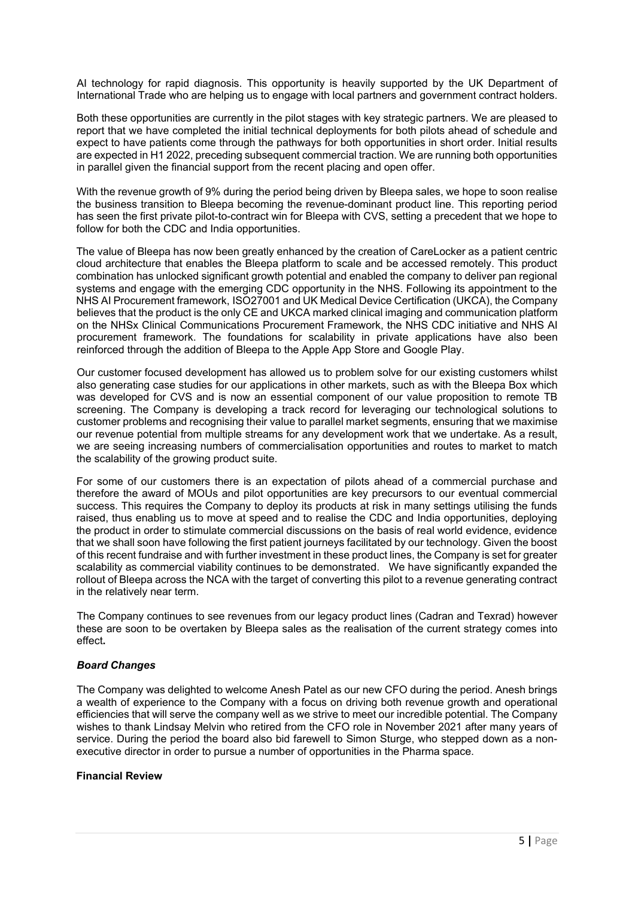AI technology for rapid diagnosis. This opportunity is heavily supported by the UK Department of International Trade who are helping us to engage with local partners and government contract holders.

Both these opportunities are currently in the pilot stages with key strategic partners. We are pleased to report that we have completed the initial technical deployments for both pilots ahead of schedule and expect to have patients come through the pathways for both opportunities in short order. Initial results are expected in H1 2022, preceding subsequent commercial traction. We are running both opportunities in parallel given the financial support from the recent placing and open offer.

With the revenue growth of 9% during the period being driven by Bleepa sales, we hope to soon realise the business transition to Bleepa becoming the revenue-dominant product line. This reporting period has seen the first private pilot-to-contract win for Bleepa with CVS, setting a precedent that we hope to follow for both the CDC and India opportunities.

The value of Bleepa has now been greatly enhanced by the creation of CareLocker as a patient centric cloud architecture that enables the Bleepa platform to scale and be accessed remotely. This product combination has unlocked significant growth potential and enabled the company to deliver pan regional systems and engage with the emerging CDC opportunity in the NHS. Following its appointment to the NHS AI Procurement framework, ISO27001 and UK Medical Device Certification (UKCA), the Company believes that the product is the only CE and UKCA marked clinical imaging and communication platform on the NHSx Clinical Communications Procurement Framework, the NHS CDC initiative and NHS AI procurement framework. The foundations for scalability in private applications have also been reinforced through the addition of Bleepa to the Apple App Store and Google Play.

Our customer focused development has allowed us to problem solve for our existing customers whilst also generating case studies for our applications in other markets, such as with the Bleepa Box which was developed for CVS and is now an essential component of our value proposition to remote TB screening. The Company is developing a track record for leveraging our technological solutions to customer problems and recognising their value to parallel market segments, ensuring that we maximise our revenue potential from multiple streams for any development work that we undertake. As a result, we are seeing increasing numbers of commercialisation opportunities and routes to market to match the scalability of the growing product suite.

For some of our customers there is an expectation of pilots ahead of a commercial purchase and therefore the award of MOUs and pilot opportunities are key precursors to our eventual commercial success. This requires the Company to deploy its products at risk in many settings utilising the funds raised, thus enabling us to move at speed and to realise the CDC and India opportunities, deploying the product in order to stimulate commercial discussions on the basis of real world evidence, evidence that we shall soon have following the first patient journeys facilitated by our technology. Given the boost of this recent fundraise and with further investment in these product lines, the Company is set for greater scalability as commercial viability continues to be demonstrated. We have significantly expanded the rollout of Bleepa across the NCA with the target of converting this pilot to a revenue generating contract in the relatively near term.

The Company continues to see revenues from our legacy product lines (Cadran and Texrad) however these are soon to be overtaken by Bleepa sales as the realisation of the current strategy comes into effect.

### *Board Changes*

The Company was delighted to welcome Anesh Patel as our new CFO during the period. Anesh brings a wealth of experience to the Company with a focus on driving both revenue growth and operational efficiencies that will serve the company well as we strive to meet our incredible potential. The Company wishes to thank Lindsay Melvin who retired from the CFO role in November 2021 after many years of service. During the period the board also bid farewell to Simon Sturge, who stepped down as a non-executive director in order to pursue a number of opportunities in the Pharma space.

### Financial Review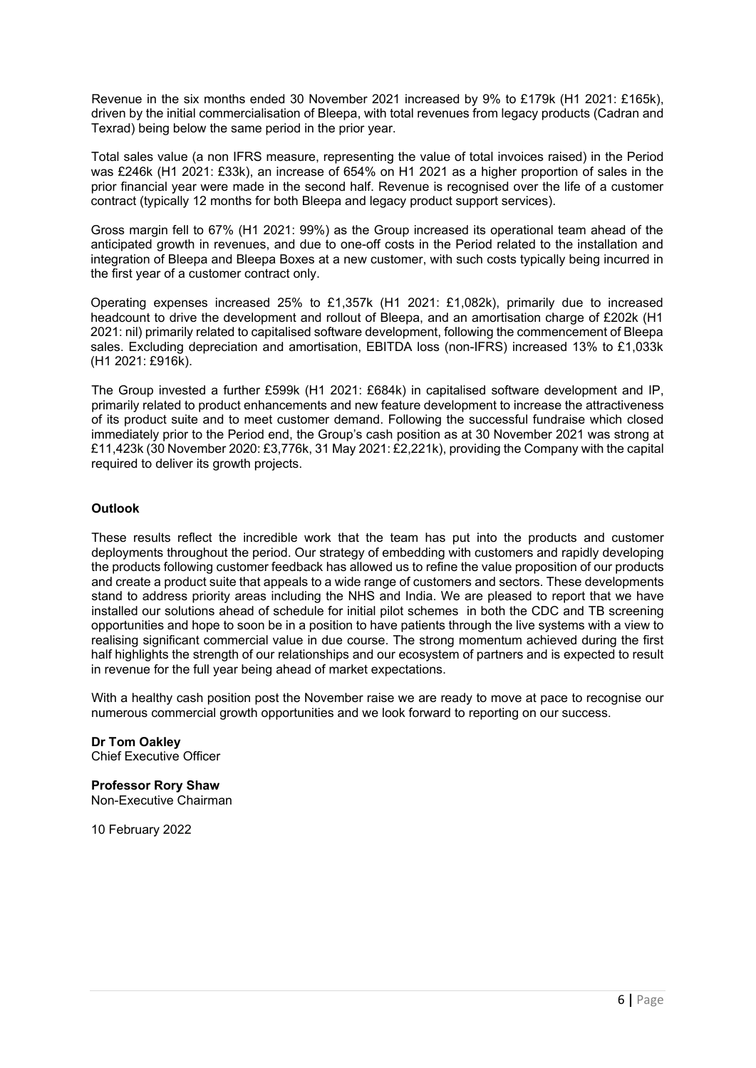Revenue in the six months ended 30 November 2021 increased by 9% to £179k (H1 2021: £165k), driven by the initial commercialisation of Bleepa, with total revenues from legacy products (Cadran and Texrad) being below the same period in the prior year.

Total sales value (a non IFRS measure, representing the value of total invoices raised) in the Period was £246k (H1 2021: £33k), an increase of 654% on H1 2021 as a higher proportion of sales in the prior financial year were made in the second half. Revenue is recognised over the life of a customer contract (typically 12 months for both Bleepa and legacy product support services).

Gross margin fell to 67% (H1 2021: 99%) as the Group increased its operational team ahead of the anticipated growth in revenues, and due to one-off costs in the Period related to the installation and integration of Bleepa and Bleepa Boxes at a new customer, with such costs typically being incurred in the first year of a customer contract only.

Operating expenses increased 25% to £1,357k (H1 2021: £1,082k), primarily due to increased headcount to drive the development and rollout of Bleepa, and an amortisation charge of £202k (H1 2021: nil) primarily related to capitalised software development, following the commencement of Bleepa sales. Excluding depreciation and amortisation, EBITDA loss (non-IFRS) increased 13% to £1,033k (H1 2021: £916k).

The Group invested a further £599k (H1 2021: £684k) in capitalised software development and IP, primarily related to product enhancements and new feature development to increase the attractiveness of its product suite and to meet customer demand. Following the successful fundraise which closed immediately prior to the Period end, the Group's cash position as at 30 November 2021 was strong at £11,423k (30 November 2020: £3,776k, 31 May 2021: £2,221k), providing the Company with the capital required to deliver its growth projects.

**Outlook**

These results reflect the incredible work that the team has put into the products and customer deployments throughout the period. Our strategy of embedding with customers and rapidly developing the products following customer feedback has allowed us to refine the value proposition of our products and create a product suite that appeals to a wide range of customers and sectors. These developments stand to address priority areas including the NHS and India. We are pleased to report that we have installed our solutions ahead of schedule for initial pilot schemes in both the CDC and TB screening opportunities and hope to soon be in a position to have patients through the live systems with a view to realising significant commercial value in due course. The strong momentum achieved during the first half highlights the strength of our relationships and our ecosystem of partners and is expected to result in revenue for the full year being ahead of market expectations.

With a healthy cash position post the November raise we are ready to move at pace to recognise our numerous commercial growth opportunities and we look forward to reporting on our success.

**Dr Tom Oakley**
Chief Executive Officer

**Professor Rory Shaw**
Non-Executive Chairman

10 February 2022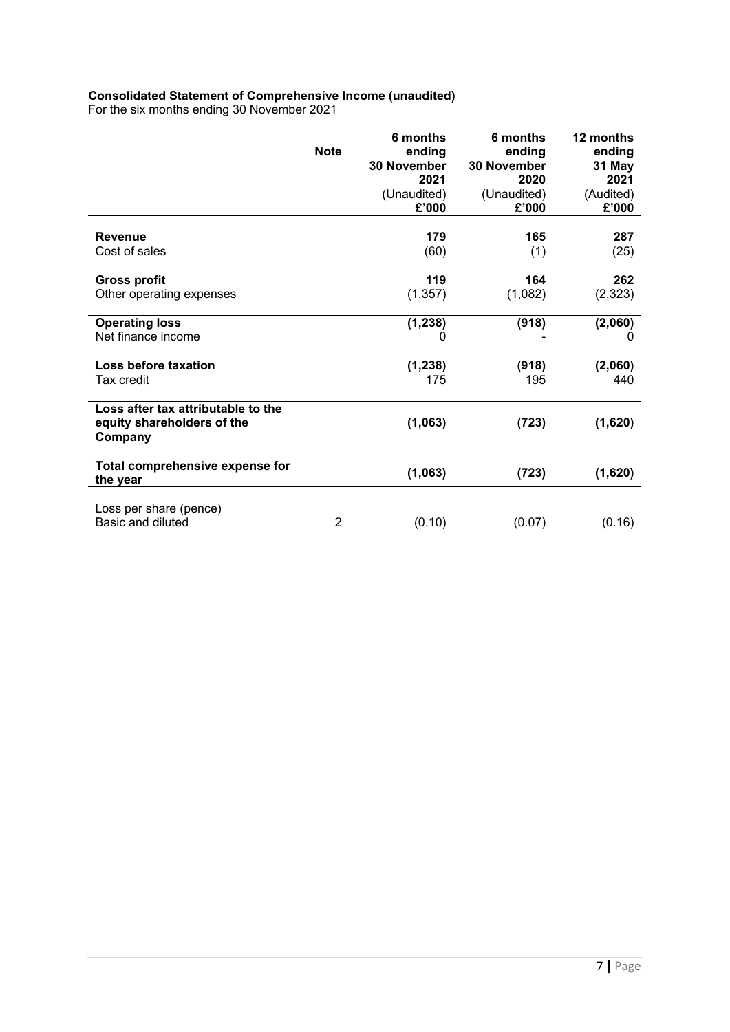**Consolidated Statement of Comprehensive Income (unaudited)**

For the six months ending 30 November 2021

| | Note | 6 months ending 30 November 2021 (Unaudited) £'000 | 6 months ending 30 November 2020 (Unaudited) £'000 | 12 months ending 31 May 2021 (Audited) £'000 |
|---|---|---|---|---|
| **Revenue** | | **179** | **165** | **287** |
| Cost of sales | | (60) | (1) | (25) |
| **Gross profit** | | **119** | **164** | **262** |
| Other operating expenses | | (1,357) | (1,082) | (2,323) |
| **Operating loss** | | **(1,238)** | **(918)** | **(2,060)** |
| Net finance income | | 0 | - | 0 |
| **Loss before taxation** | | **(1,238)** | **(918)** | **(2,060)** |
| Tax credit | | 175 | 195 | 440 |
| **Loss after tax attributable to the equity shareholders of the Company** | | **(1,063)** | **(723)** | **(1,620)** |
| **Total comprehensive expense for the year** | | **(1,063)** | **(723)** | **(1,620)** |
| Loss per share (pence) | | | | |
| Basic and diluted | 2 | (0.10) | (0.07) | (0.16) |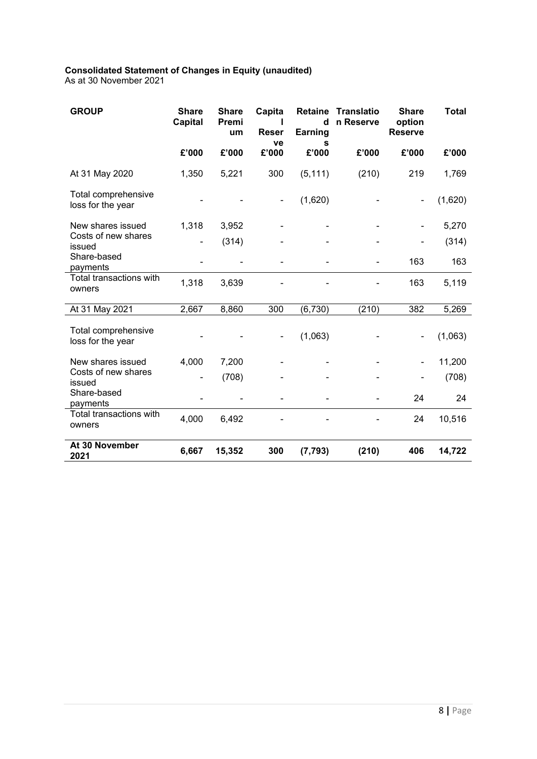**Consolidated Statement of Changes in Equity (unaudited)**
As at 30 November 2021

| GROUP | Share Capital | Share Premium | Capital Reserve | Retained Earnings | Translation Reserve | Share option Reserve | Total |
|---|---|---|---|---|---|---|---|
| | £'000 | £'000 | £'000 | £'000 | £'000 | £'000 | £'000 |
| At 31 May 2020 | 1,350 | 5,221 | 300 | (5,111) | (210) | 219 | 1,769 |
| Total comprehensive loss for the year | - | - | - | (1,620) | - | - | (1,620) |
| New shares issued | 1,318 | 3,952 | - | - | - | - | 5,270 |
| Costs of new shares issued | - | (314) | - | - | - | - | (314) |
| Share-based payments | - | - | - | - | - | 163 | 163 |
| Total transactions with owners | 1,318 | 3,639 | - | - | - | 163 | 5,119 |
| At 31 May 2021 | 2,667 | 8,860 | 300 | (6,730) | (210) | 382 | 5,269 |
| Total comprehensive loss for the year | - | - | - | (1,063) | - | - | (1,063) |
| New shares issued | 4,000 | 7,200 | - | - | - | - | 11,200 |
| Costs of new shares issued | - | (708) | - | - | - | - | (708) |
| Share-based payments | - | - | - | - | - | 24 | 24 |
| Total transactions with owners | 4,000 | 6,492 | - | - | - | 24 | 10,516 |
| **At 30 November 2021** | **6,667** | **15,352** | **300** | **(7,793)** | **(210)** | **406** | **14,722** |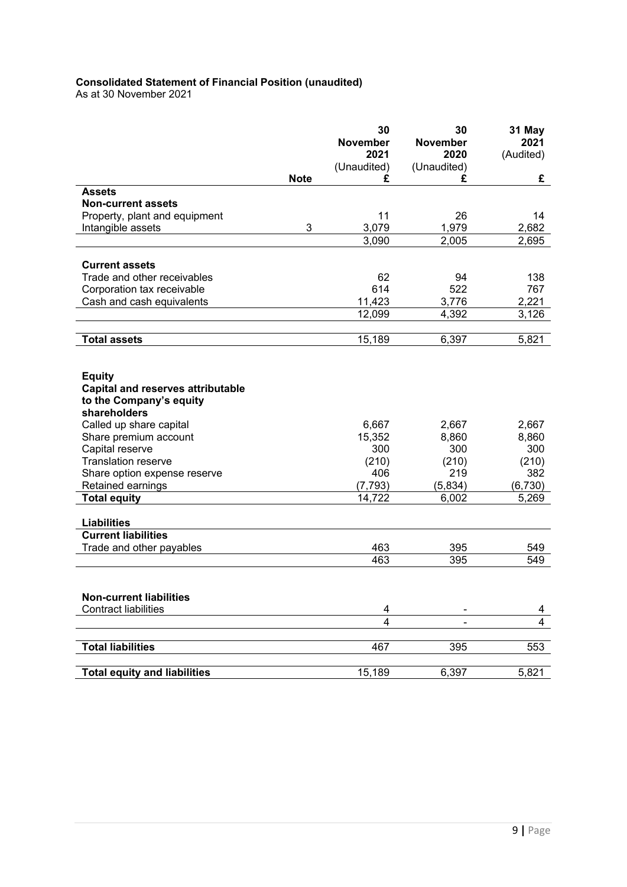**Consolidated Statement of Financial Position (unaudited)**
As at 30 November 2021

| | Note | 30 November 2021 (Unaudited) £ | 30 November 2020 (Unaudited) £ | 31 May 2021 (Audited) £ |
|---|---|---|---|---|
| **Assets** | | | | |
| **Non-current assets** | | | | |
| Property, plant and equipment | | 11 | 26 | 14 |
| Intangible assets | 3 | 3,079 | 1,979 | 2,682 |
| | | 3,090 | 2,005 | 2,695 |
| | | | | |
| **Current assets** | | | | |
| Trade and other receivables | | 62 | 94 | 138 |
| Corporation tax receivable | | 614 | 522 | 767 |
| Cash and cash equivalents | | 11,423 | 3,776 | 2,221 |
| | | 12,099 | 4,392 | 3,126 |
| | | | | |
| **Total assets** | | 15,189 | 6,397 | 5,821 |
| | | | | |
| **Equity** | | | | |
| **Capital and reserves attributable to the Company's equity shareholders** | | | | |
| Called up share capital | | 6,667 | 2,667 | 2,667 |
| Share premium account | | 15,352 | 8,860 | 8,860 |
| Capital reserve | | 300 | 300 | 300 |
| Translation reserve | | (210) | (210) | (210) |
| Share option expense reserve | | 406 | 219 | 382 |
| Retained earnings | | (7,793) | (5,834) | (6,730) |
| **Total equity** | | 14,722 | 6,002 | 5,269 |
| | | | | |
| **Liabilities** | | | | |
| **Current liabilities** | | | | |
| Trade and other payables | | 463 | 395 | 549 |
| | | 463 | 395 | 549 |
| | | | | |
| **Non-current liabilities** | | | | |
| Contract liabilities | | 4 | - | 4 |
| | | 4 | - | 4 |
| | | | | |
| **Total liabilities** | | 467 | 395 | 553 |
| | | | | |
| **Total equity and liabilities** | | 15,189 | 6,397 | 5,821 |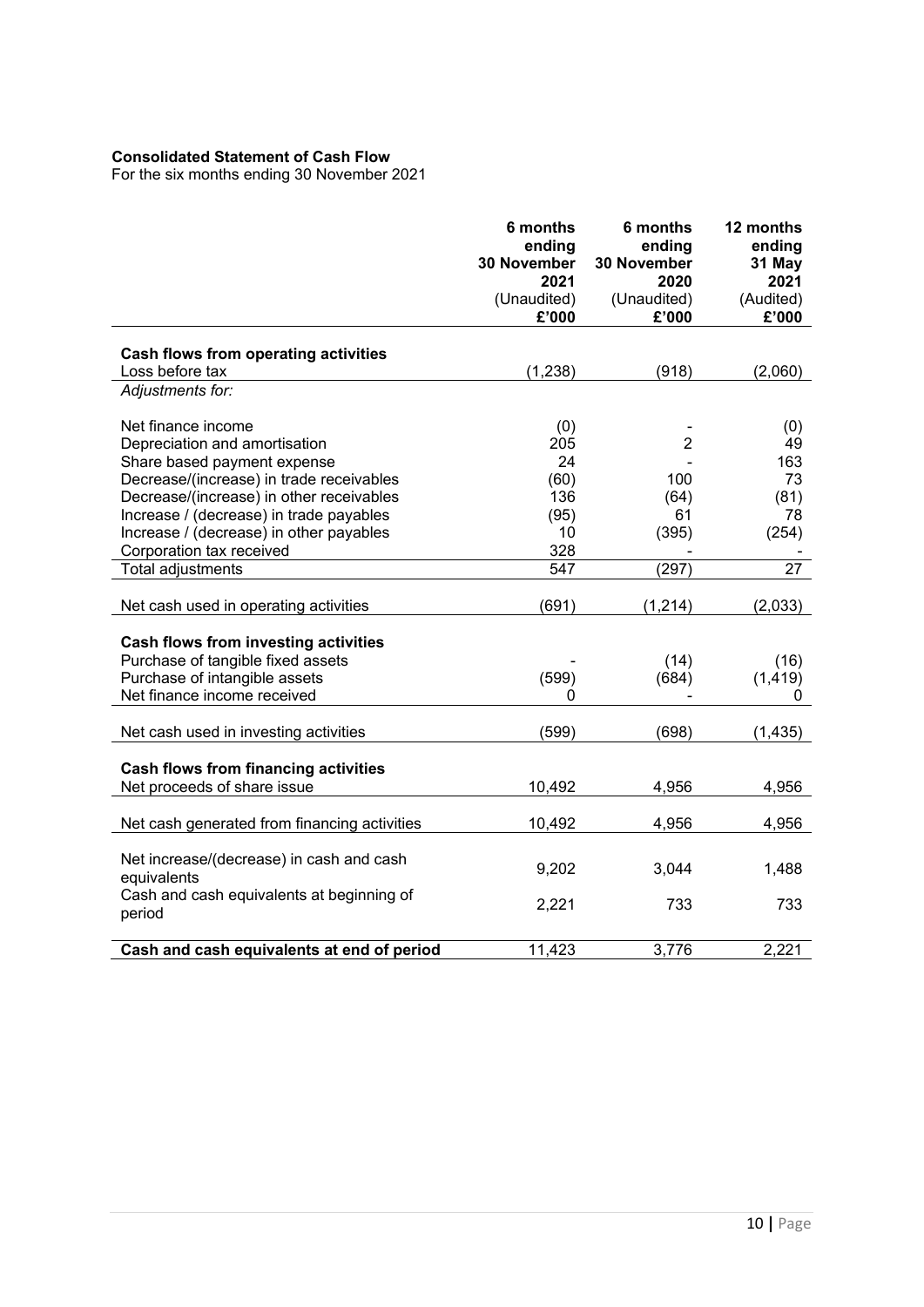**Consolidated Statement of Cash Flow**

For the six months ending 30 November 2021

| | 6 months ending 30 November 2021 (Unaudited) £'000 | 6 months ending 30 November 2020 (Unaudited) £'000 | 12 months ending 31 May 2021 (Audited) £'000 |
|---|---|---|---|
| **Cash flows from operating activities** | | | |
| Loss before tax | (1,238) | (918) | (2,060) |
| *Adjustments for:* | | | |
| Net finance income | (0) | - | (0) |
| Depreciation and amortisation | 205 | 2 | 49 |
| Share based payment expense | 24 | - | 163 |
| Decrease/(increase) in trade receivables | (60) | 100 | 73 |
| Decrease/(increase) in other receivables | 136 | (64) | (81) |
| Increase / (decrease) in trade payables | (95) | 61 | 78 |
| Increase / (decrease) in other payables | 10 | (395) | (254) |
| Corporation tax received | 328 | - | - |
| Total adjustments | 547 | (297) | 27 |
| Net cash used in operating activities | (691) | (1,214) | (2,033) |
| **Cash flows from investing activities** | | | |
| Purchase of tangible fixed assets | - | (14) | (16) |
| Purchase of intangible assets | (599) | (684) | (1,419) |
| Net finance income received | 0 | - | 0 |
| Net cash used in investing activities | (599) | (698) | (1,435) |
| **Cash flows from financing activities** | | | |
| Net proceeds of share issue | 10,492 | 4,956 | 4,956 |
| Net cash generated from financing activities | 10,492 | 4,956 | 4,956 |
| Net increase/(decrease) in cash and cash equivalents | 9,202 | 3,044 | 1,488 |
| Cash and cash equivalents at beginning of period | 2,221 | 733 | 733 |
| **Cash and cash equivalents at end of period** | 11,423 | 3,776 | 2,221 |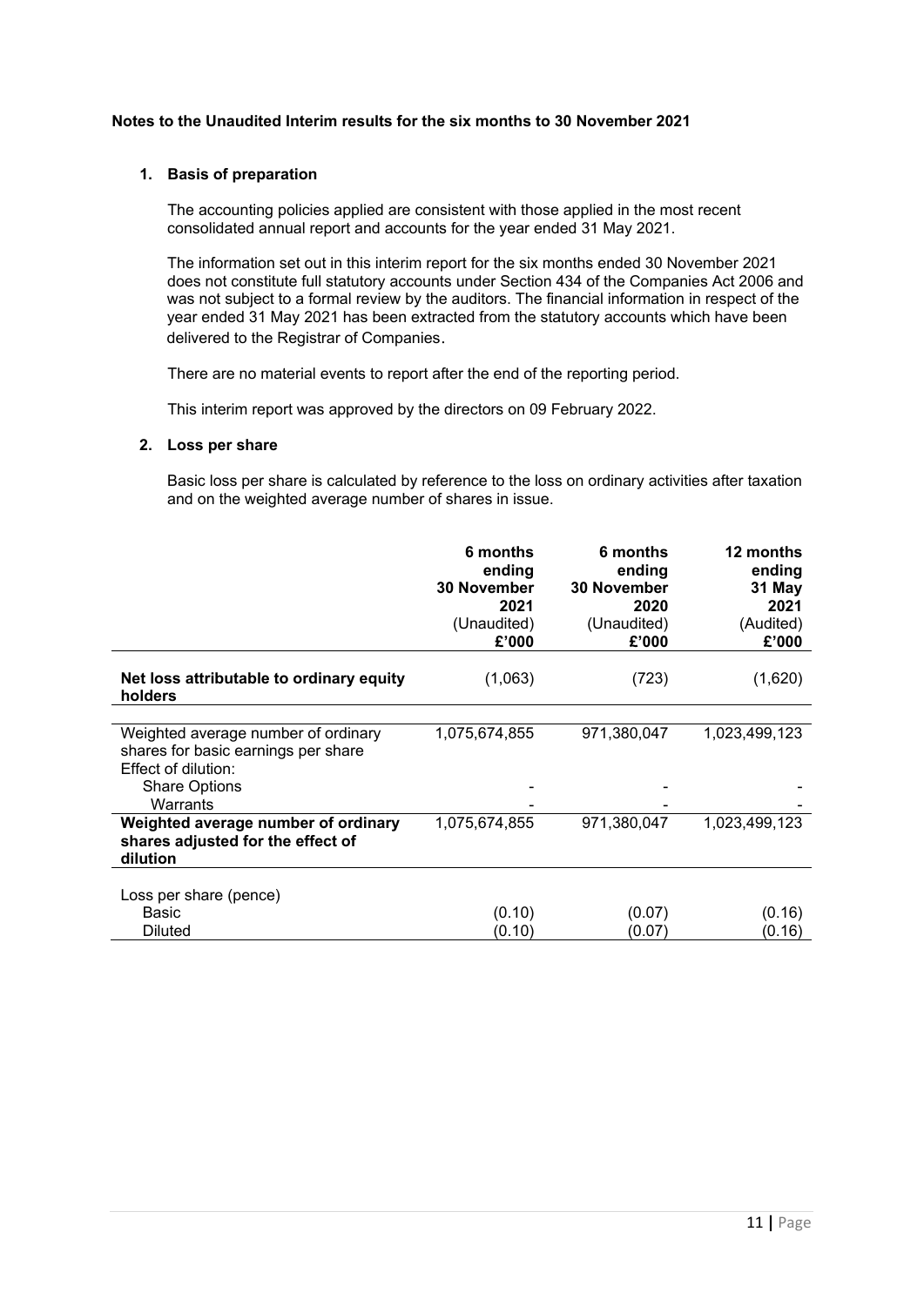**Notes to the Unaudited Interim results for the six months to 30 November 2021**

1. **Basis of preparation**

   The accounting policies applied are consistent with those applied in the most recent consolidated annual report and accounts for the year ended 31 May 2021.

   The information set out in this interim report for the six months ended 30 November 2021 does not constitute full statutory accounts under Section 434 of the Companies Act 2006 and was not subject to a formal review by the auditors. The financial information in respect of the year ended 31 May 2021 has been extracted from the statutory accounts which have been delivered to the Registrar of Companies.

   There are no material events to report after the end of the reporting period.

   This interim report was approved by the directors on 09 February 2022.

2. **Loss per share**

   Basic loss per share is calculated by reference to the loss on ordinary activities after taxation and on the weighted average number of shares in issue.

| | 6 months ending 30 November 2021 (Unaudited) £'000 | 6 months ending 30 November 2020 (Unaudited) £'000 | 12 months ending 31 May 2021 (Audited) £'000 |
|---|---|---|---|
| **Net loss attributable to ordinary equity holders** | (1,063) | (723) | (1,620) |
| Weighted average number of ordinary shares for basic earnings per share | 1,075,674,855 | 971,380,047 | 1,023,499,123 |
| Effect of dilution: | | | |
| Share Options | - | - | - |
| Warrants | - | - | - |
| **Weighted average number of ordinary shares adjusted for the effect of dilution** | 1,075,674,855 | 971,380,047 | 1,023,499,123 |
| Loss per share (pence) | | | |
| Basic | (0.10) | (0.07) | (0.16) |
| Diluted | (0.10) | (0.07) | (0.16) |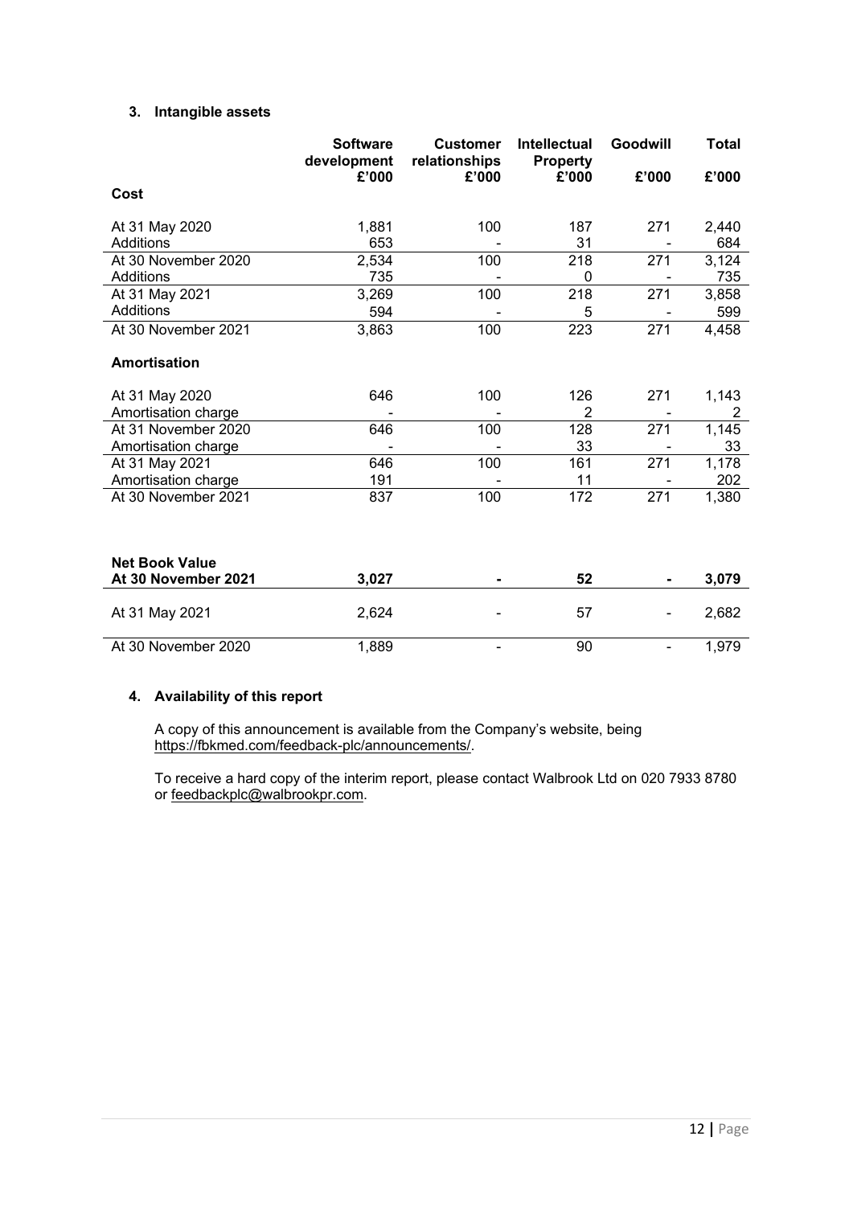### 3. Intangible assets

| | Software development £'000 | Customer relationships £'000 | Intellectual Property £'000 | Goodwill £'000 | Total £'000 |
|---|---|---|---|---|---|
| **Cost** | | | | | |
| At 31 May 2020 | 1,881 | 100 | 187 | 271 | 2,440 |
| Additions | 653 | - | 31 | - | 684 |
| At 30 November 2020 | 2,534 | 100 | 218 | 271 | 3,124 |
| Additions | 735 | - | 0 | - | 735 |
| At 31 May 2021 | 3,269 | 100 | 218 | 271 | 3,858 |
| Additions | 594 | - | 5 | - | 599 |
| At 30 November 2021 | 3,863 | 100 | 223 | 271 | 4,458 |
| **Amortisation** | | | | | |
| At 31 May 2020 | 646 | 100 | 126 | 271 | 1,143 |
| Amortisation charge | - | - | 2 | - | 2 |
| At 31 November 2020 | 646 | 100 | 128 | 271 | 1,145 |
| Amortisation charge | - | - | 33 | - | 33 |
| At 31 May 2021 | 646 | 100 | 161 | 271 | 1,178 |
| Amortisation charge | 191 | - | 11 | - | 202 |
| At 30 November 2021 | 837 | 100 | 172 | 271 | 1,380 |
| **Net Book Value** | | | | | |
| **At 30 November 2021** | **3,027** | **-** | **52** | **-** | **3,079** |
| At 31 May 2021 | 2,624 | - | 57 | - | 2,682 |
| At 30 November 2020 | 1,889 | - | 90 | - | 1,979 |

### 4. Availability of this report

A copy of this announcement is available from the Company's website, being https://fbkmed.com/feedback-plc/announcements/.

To receive a hard copy of the interim report, please contact Walbrook Ltd on 020 7933 8780 or feedbackplc@walbrookpr.com.